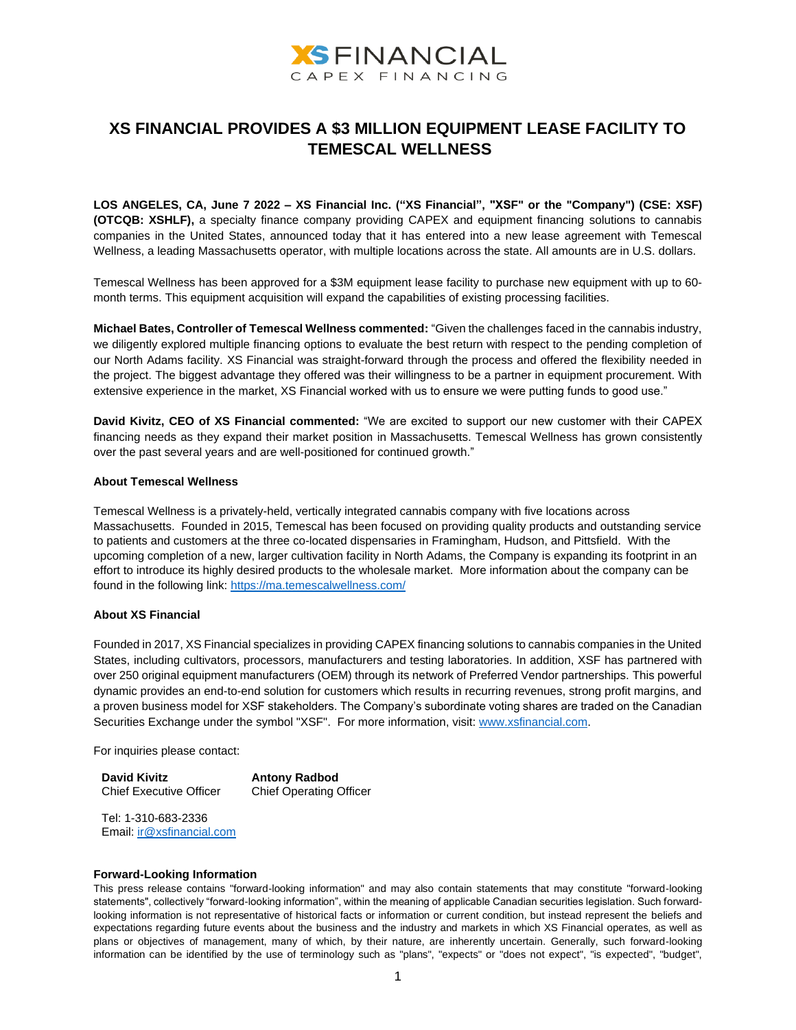XS FINANCIAL
CAPEX FINANCING

# XS FINANCIAL PROVIDES A $3 MILLION EQUIPMENT LEASE FACILITY TO TEMESCAL WELLNESS

**LOS ANGELES, CA, June 7 2022 – XS Financial Inc. ("XS Financial", "XSF" or the "Company") (CSE: XSF) (OTCQB: XSHLF),** a specialty finance company providing CAPEX and equipment financing solutions to cannabis companies in the United States, announced today that it has entered into a new lease agreement with Temescal Wellness, a leading Massachusetts operator, with multiple locations across the state. All amounts are in U.S. dollars.

Temescal Wellness has been approved for a $3M equipment lease facility to purchase new equipment with up to 60-month terms. This equipment acquisition will expand the capabilities of existing processing facilities.

**Michael Bates, Controller of Temescal Wellness commented:** "Given the challenges faced in the cannabis industry, we diligently explored multiple financing options to evaluate the best return with respect to the pending completion of our North Adams facility. XS Financial was straight-forward through the process and offered the flexibility needed in the project. The biggest advantage they offered was their willingness to be a partner in equipment procurement. With extensive experience in the market, XS Financial worked with us to ensure we were putting funds to good use."

**David Kivitz, CEO of XS Financial commented:** "We are excited to support our new customer with their CAPEX financing needs as they expand their market position in Massachusetts. Temescal Wellness has grown consistently over the past several years and are well-positioned for continued growth."

### About Temescal Wellness

Temescal Wellness is a privately-held, vertically integrated cannabis company with five locations across Massachusetts. Founded in 2015, Temescal has been focused on providing quality products and outstanding service to patients and customers at the three co-located dispensaries in Framingham, Hudson, and Pittsfield. With the upcoming completion of a new, larger cultivation facility in North Adams, the Company is expanding its footprint in an effort to introduce its highly desired products to the wholesale market. More information about the company can be found in the following link: https://ma.temescalwellness.com/

### About XS Financial

Founded in 2017, XS Financial specializes in providing CAPEX financing solutions to cannabis companies in the United States, including cultivators, processors, manufacturers and testing laboratories. In addition, XSF has partnered with over 250 original equipment manufacturers (OEM) through its network of Preferred Vendor partnerships. This powerful dynamic provides an end-to-end solution for customers which results in recurring revenues, strong profit margins, and a proven business model for XSF stakeholders. The Company's subordinate voting shares are traded on the Canadian Securities Exchange under the symbol "XSF". For more information, visit: www.xsfinancial.com.

For inquiries please contact:

**David Kivitz**
Chief Executive Officer

**Antony Radbod**
Chief Operating Officer

Tel: 1-310-683-2336
Email: ir@xsfinancial.com

### Forward-Looking Information

This press release contains "forward-looking information" and may also contain statements that may constitute "forward-looking statements", collectively "forward-looking information", within the meaning of applicable Canadian securities legislation. Such forward-looking information is not representative of historical facts or information or current condition, but instead represent the beliefs and expectations regarding future events about the business and the industry and markets in which XS Financial operates, as well as plans or objectives of management, many of which, by their nature, are inherently uncertain. Generally, such forward-looking information can be identified by the use of terminology such as "plans", "expects" or "does not expect", "is expected", "budget",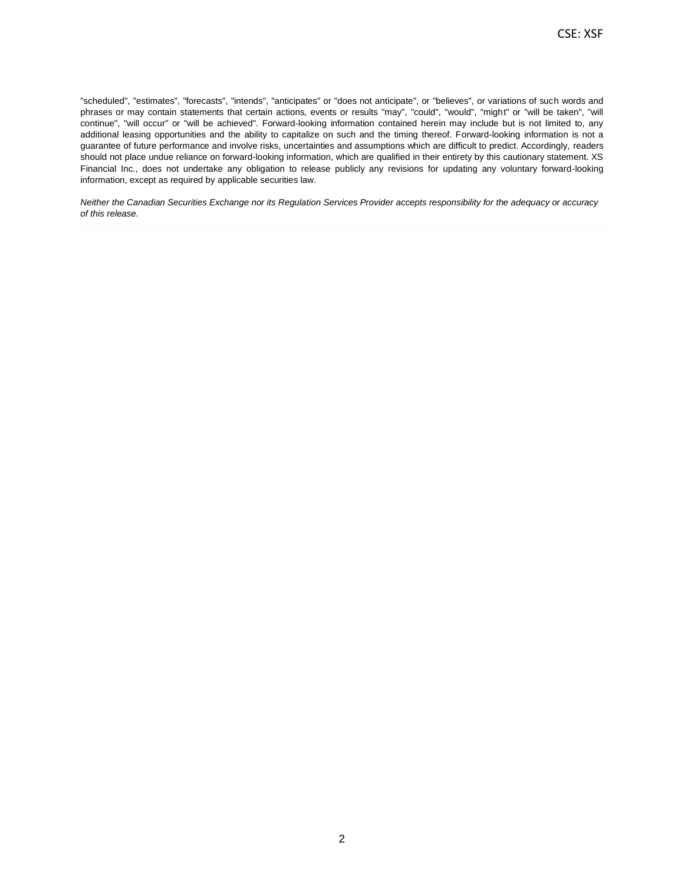"scheduled", "estimates", "forecasts", "intends", "anticipates" or "does not anticipate", or "believes", or variations of such words and phrases or may contain statements that certain actions, events or results "may", "could", "would", "might" or "will be taken", "will continue", "will occur" or "will be achieved". Forward-looking information contained herein may include but is not limited to, any additional leasing opportunities and the ability to capitalize on such and the timing thereof. Forward-looking information is not a guarantee of future performance and involve risks, uncertainties and assumptions which are difficult to predict. Accordingly, readers should not place undue reliance on forward-looking information, which are qualified in their entirety by this cautionary statement. XS Financial Inc., does not undertake any obligation to release publicly any revisions for updating any voluntary forward-looking information, except as required by applicable securities law.

*Neither the Canadian Securities Exchange nor its Regulation Services Provider accepts responsibility for the adequacy or accuracy of this release.*